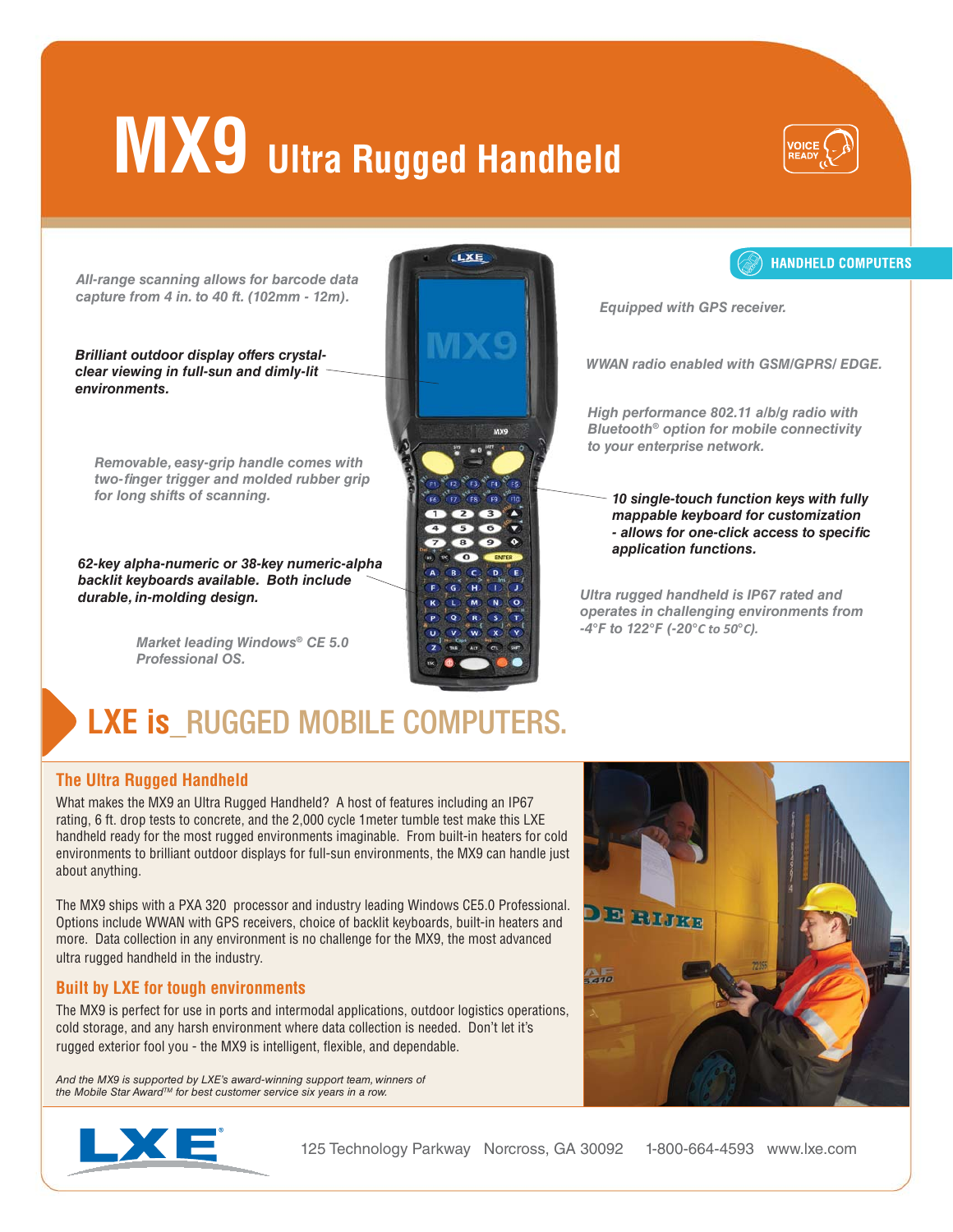# MX9 Ultra Rugged Handheld

VOICE READY

HANDHELD COMPUTERS

*All-range scanning allows for barcode data capture from 4 in. to 40 ft. (102mm - 12m).*

***Brilliant outdoor display offers crystal-clear viewing in full-sun and dimly-lit environments.***

*Removable, easy-grip handle comes with two-finger trigger and molded rubber grip for long shifts of scanning.*

***62-key alpha-numeric or 38-key numeric-alpha backlit keyboards available. Both include durable, in-molding design.***

*Market leading Windows® CE 5.0 Professional OS.*

*Equipped with GPS receiver.*

*WWAN radio enabled with GSM/GPRS/ EDGE.*

*High performance 802.11 a/b/g radio with Bluetooth® option for mobile connectivity to your enterprise network.*

***10 single-touch function keys with fully mappable keyboard for customization - allows for one-click access to specific application functions.***

*Ultra rugged handheld is IP67 rated and operates in challenging environments from -4°F to 122°F (-20°C to 50°C).*

## LXE is_RUGGED MOBILE COMPUTERS.

### The Ultra Rugged Handheld

What makes the MX9 an Ultra Rugged Handheld? A host of features including an IP67 rating, 6 ft. drop tests to concrete, and the 2,000 cycle 1meter tumble test make this LXE handheld ready for the most rugged environments imaginable. From built-in heaters for cold environments to brilliant outdoor displays for full-sun environments, the MX9 can handle just about anything.

The MX9 ships with a PXA 320 processor and industry leading Windows CE5.0 Professional. Options include WWAN with GPS receivers, choice of backlit keyboards, built-in heaters and more. Data collection in any environment is no challenge for the MX9, the most advanced ultra rugged handheld in the industry.

### Built by LXE for tough environments

The MX9 is perfect for use in ports and intermodal applications, outdoor logistics operations, cold storage, and any harsh environment where data collection is needed. Don't let it's rugged exterior fool you - the MX9 is intelligent, flexible, and dependable.

*And the MX9 is supported by LXE's award-winning support team, winners of the Mobile Star Award™ for best customer service six years in a row.*

LXE®

125 Technology Parkway Norcross, GA 30092 1-800-664-4593 www.lxe.com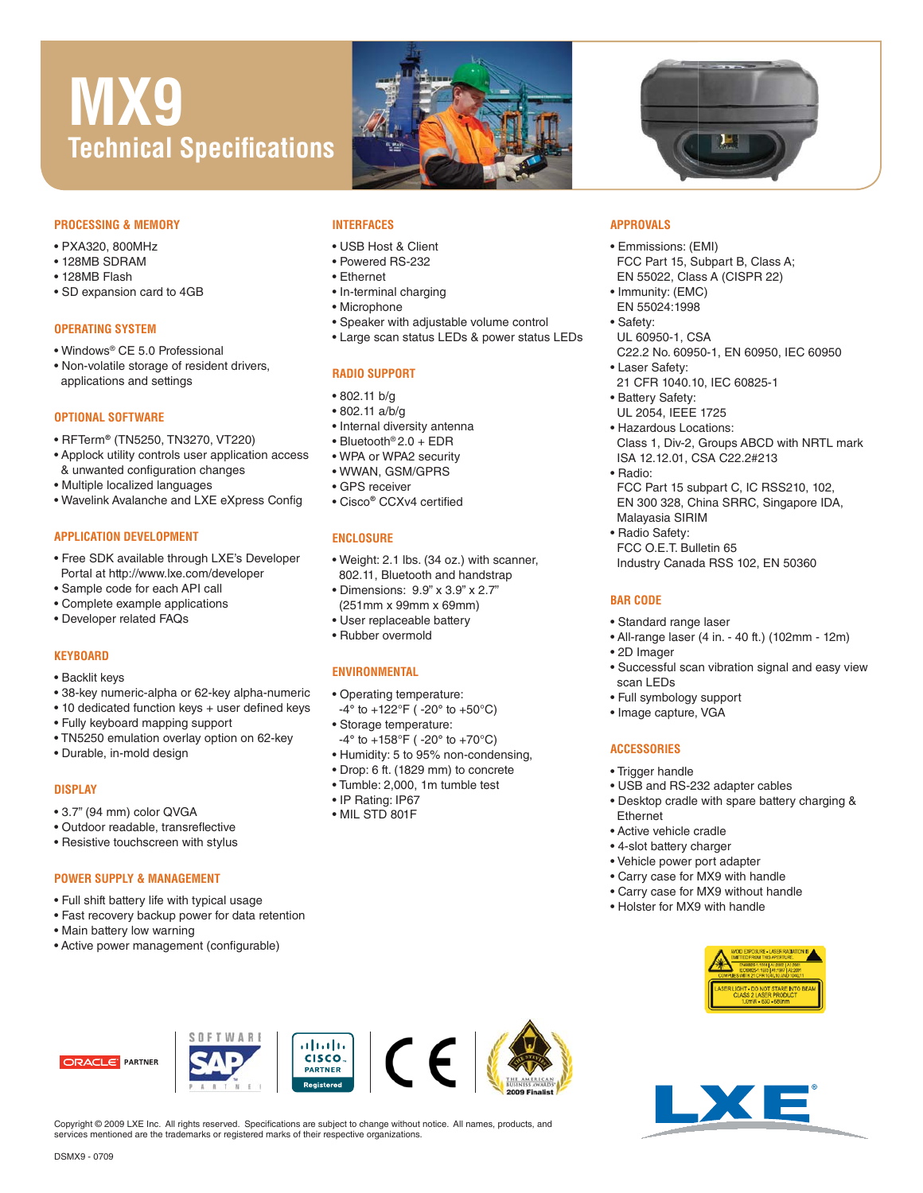# MX9

## Technical Specifications

### PROCESSING & MEMORY

- PXA320, 800MHz
- 128MB SDRAM
- 128MB Flash
- SD expansion card to 4GB

### OPERATING SYSTEM

- Windows® CE 5.0 Professional
- Non-volatile storage of resident drivers, applications and settings

### OPTIONAL SOFTWARE

- RFTerm® (TN5250, TN3270, VT220)
- Applock utility controls user application access & unwanted configuration changes
- Multiple localized languages
- Wavelink Avalanche and LXE eXpress Config

### APPLICATION DEVELOPMENT

- Free SDK available through LXE's Developer Portal at http://www.lxe.com/developer
- Sample code for each API call
- Complete example applications
- Developer related FAQs

### KEYBOARD

- Backlit keys
- 38-key numeric-alpha or 62-key alpha-numeric
- 10 dedicated function keys + user defined keys
- Fully keyboard mapping support
- TN5250 emulation overlay option on 62-key
- Durable, in-mold design

### DISPLAY

- 3.7" (94 mm) color QVGA
- Outdoor readable, transreflective
- Resistive touchscreen with stylus

### POWER SUPPLY & MANAGEMENT

- Full shift battery life with typical usage
- Fast recovery backup power for data retention
- Main battery low warning
- Active power management (configurable)

### INTERFACES

- USB Host & Client
- Powered RS-232
- Ethernet
- In-terminal charging
- Microphone
- Speaker with adjustable volume control
- Large scan status LEDs & power status LEDs

### RADIO SUPPORT

- 802.11 b/g
- 802.11 a/b/g
- Internal diversity antenna
- Bluetooth® 2.0 + EDR
- WPA or WPA2 security
- WWAN, GSM/GPRS
- GPS receiver
- Cisco® CCXv4 certified

### ENCLOSURE

- Weight: 2.1 lbs. (34 oz.) with scanner, 802.11, Bluetooth and handstrap
- Dimensions: 9.9" x 3.9" x 2.7" (251mm x 99mm x 69mm)
- User replaceable battery
- Rubber overmold

### ENVIRONMENTAL

- Operating temperature: -4° to +122°F ( -20° to +50°C)
- Storage temperature: -4° to +158°F ( -20° to +70°C)
- Humidity: 5 to 95% non-condensing,
- Drop: 6 ft. (1829 mm) to concrete
- Tumble: 2,000, 1m tumble test
- IP Rating: IP67
- MIL STD 801F

### APPROVALS

- Emmissions: (EMI) FCC Part 15, Subpart B, Class A; EN 55022, Class A (CISPR 22)
- Immunity: (EMC) EN 55024:1998
- Safety: UL 60950-1, CSA C22.2 No. 60950-1, EN 60950, IEC 60950
- Laser Safety: 21 CFR 1040.10, IEC 60825-1
- Battery Safety: UL 2054, IEEE 1725
- Hazardous Locations: Class 1, Div-2, Groups ABCD with NRTL mark ISA 12.12.01, CSA C22.2#213
- Radio: FCC Part 15 subpart C, IC RSS210, 102, EN 300 328, China SRRC, Singapore IDA, Malayasia SIRIM
- Radio Safety: FCC O.E.T. Bulletin 65 Industry Canada RSS 102, EN 50360

### BAR CODE

- Standard range laser
- All-range laser (4 in. - 40 ft.) (102mm - 12m)
- 2D Imager
- Successful scan vibration signal and easy view scan LEDs
- Full symbology support
- Image capture, VGA

### ACCESSORIES

- Trigger handle
- USB and RS-232 adapter cables
- Desktop cradle with spare battery charging & Ethernet
- Active vehicle cradle
- 4-slot battery charger
- Vehicle power port adapter
- Carry case for MX9 with handle
- Carry case for MX9 without handle
- Holster for MX9 with handle

ORACLE PARTNER | SOFTWARE SAP PARTNER | CISCO PARTNER Registered | CE | THE AMERICAN BUSINESS AWARDS 2009 Finalist

LXE

Copyright © 2009 LXE Inc. All rights reserved. Specifications are subject to change without notice. All names, products, and services mentioned are the trademarks or registered marks of their respective organizations.

DSMX9 - 0709